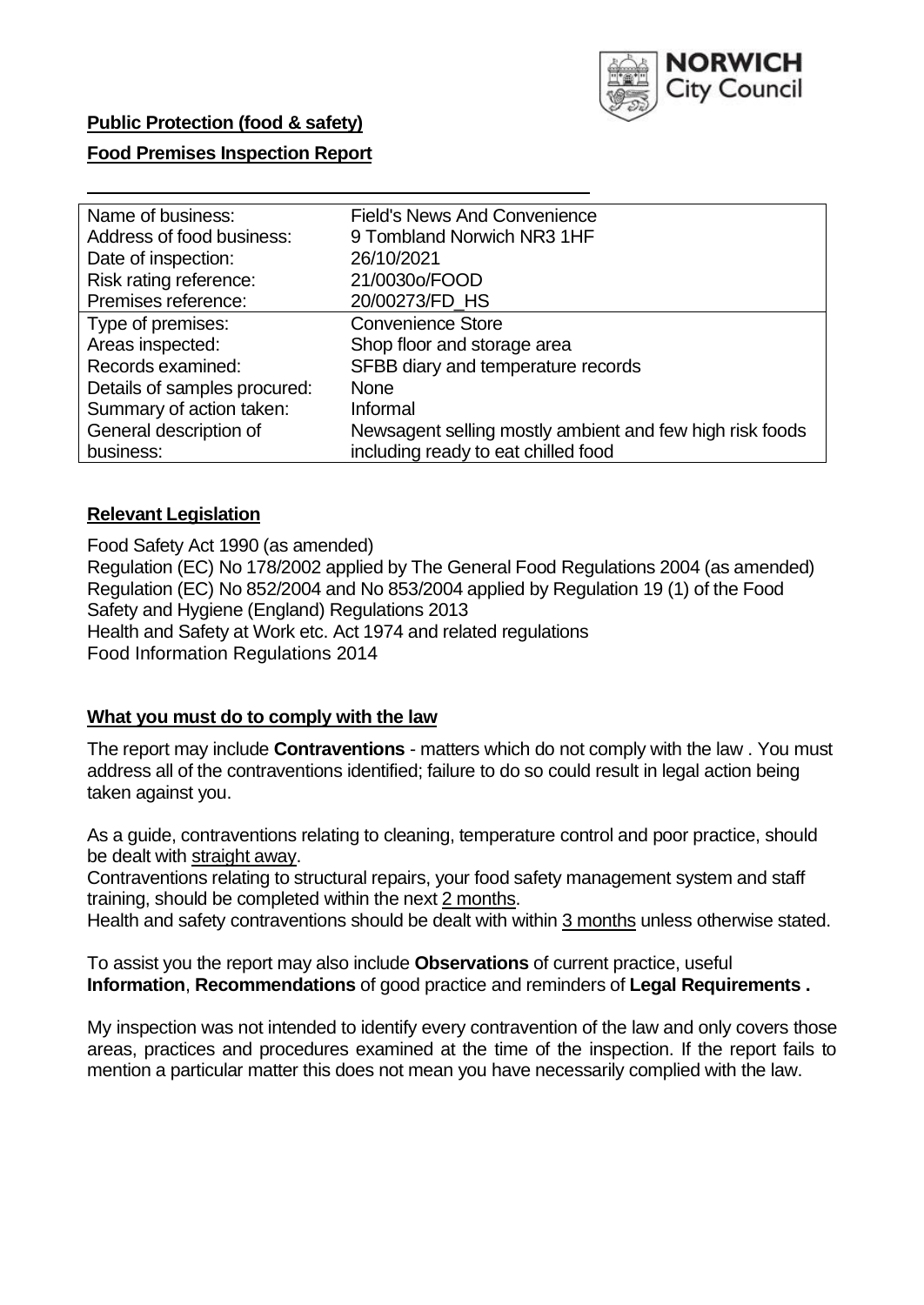**Public Protection (food & safety)**

**Food Premises Inspection Report**

| Name of business: | Field's News And Convenience |
|---|---|
| Address of food business: | 9 Tombland Norwich NR3 1HF |
| Date of inspection: | 26/10/2021 |
| Risk rating reference: | 21/00300/FOOD |
| Premises reference: | 20/00273/FD_HS |
| Type of premises: | Convenience Store |
| Areas inspected: | Shop floor and storage area |
| Records examined: | SFBB diary and temperature records |
| Details of samples procured: | None |
| Summary of action taken: | Informal |
| General description of business: | Newsagent selling mostly ambient and few high risk foods including ready to eat chilled food |

## Relevant Legislation

Food Safety Act 1990 (as amended)
Regulation (EC) No 178/2002 applied by The General Food Regulations 2004 (as amended)
Regulation (EC) No 852/2004 and No 853/2004 applied by Regulation 19 (1) of the Food Safety and Hygiene (England) Regulations 2013
Health and Safety at Work etc. Act 1974 and related regulations
Food Information Regulations 2014

## What you must do to comply with the law

The report may include **Contraventions** - matters which do not comply with the law . You must address all of the contraventions identified; failure to do so could result in legal action being taken against you.

As a guide, contraventions relating to cleaning, temperature control and poor practice, should be dealt with straight away.

Contraventions relating to structural repairs, your food safety management system and staff training, should be completed within the next 2 months.

Health and safety contraventions should be dealt with within 3 months unless otherwise stated.

To assist you the report may also include **Observations** of current practice, useful **Information**, **Recommendations** of good practice and reminders of **Legal Requirements .**

My inspection was not intended to identify every contravention of the law and only covers those areas, practices and procedures examined at the time of the inspection. If the report fails to mention a particular matter this does not mean you have necessarily complied with the law.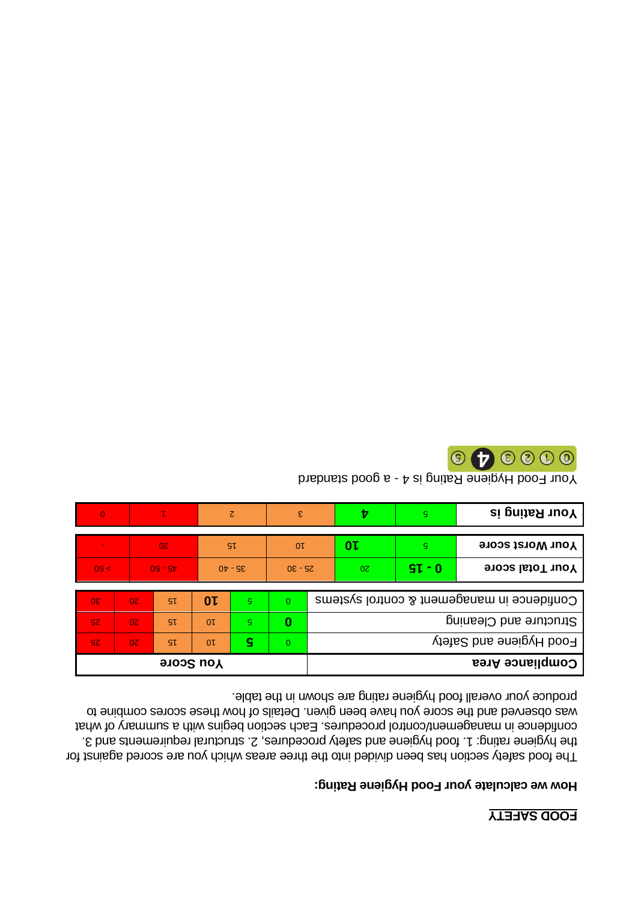## FOOD SAFETY

### How we calculate your Food Hygiene Rating:

The food safety section has been divided into the three areas which you are scored against for the hygiene rating: 1. food hygiene and safety procedures, 2. structural requirements and 3. confidence in management/control procedures. Each section begins with a summary of what was observed and the score you have been given. Details of how these scores combine to produce your overall food hygiene rating are shown in the table.

| Compliance Area | You Score | | | | | |
|---|---|---|---|---|---|---|
| Food Hygiene and Safety | 0 | **5** | 10 | 15 | 20 | 25 |
| Structure and Cleaning | **0** | 5 | 10 | 15 | 20 | 25 |
| Confidence in management & control systems | 0 | 5 | **10** | 15 | 20 | 30 |

| | | | | | | |
|---|---|---|---|---|---|---|
| Your Total score | **0 - 15** | 20 | 25 - 30 | 35 - 40 | 45 - 50 | > 50 |
| Your Worst score | 5 | **10** | 10 | 15 | 20 | - |

| | | | | | | |
|---|---|---|---|---|---|---|
| Your Rating is | 5 | **4** | 3 | 2 | 1 | 0 |

Your Food Hygiene Rating is 4 - a good standard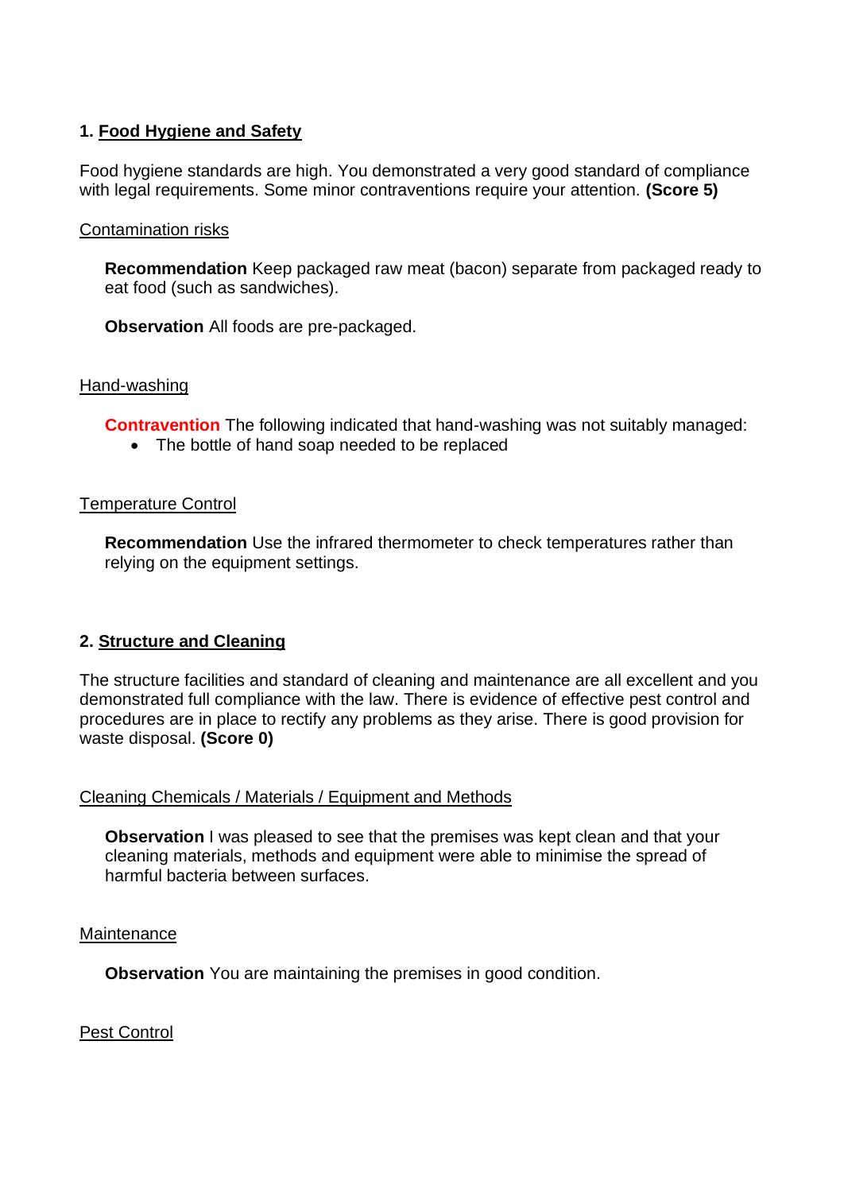## 1. Food Hygiene and Safety

Food hygiene standards are high. You demonstrated a very good standard of compliance with legal requirements. Some minor contraventions require your attention. **(Score 5)**

### Contamination risks

**Recommendation** Keep packaged raw meat (bacon) separate from packaged ready to eat food (such as sandwiches).

**Observation** All foods are pre-packaged.

### Hand-washing

**Contravention** The following indicated that hand-washing was not suitably managed:

- The bottle of hand soap needed to be replaced

### Temperature Control

**Recommendation** Use the infrared thermometer to check temperatures rather than relying on the equipment settings.

## 2. Structure and Cleaning

The structure facilities and standard of cleaning and maintenance are all excellent and you demonstrated full compliance with the law. There is evidence of effective pest control and procedures are in place to rectify any problems as they arise. There is good provision for waste disposal. **(Score 0)**

### Cleaning Chemicals / Materials / Equipment and Methods

**Observation** I was pleased to see that the premises was kept clean and that your cleaning materials, methods and equipment were able to minimise the spread of harmful bacteria between surfaces.

### Maintenance

**Observation** You are maintaining the premises in good condition.

### Pest Control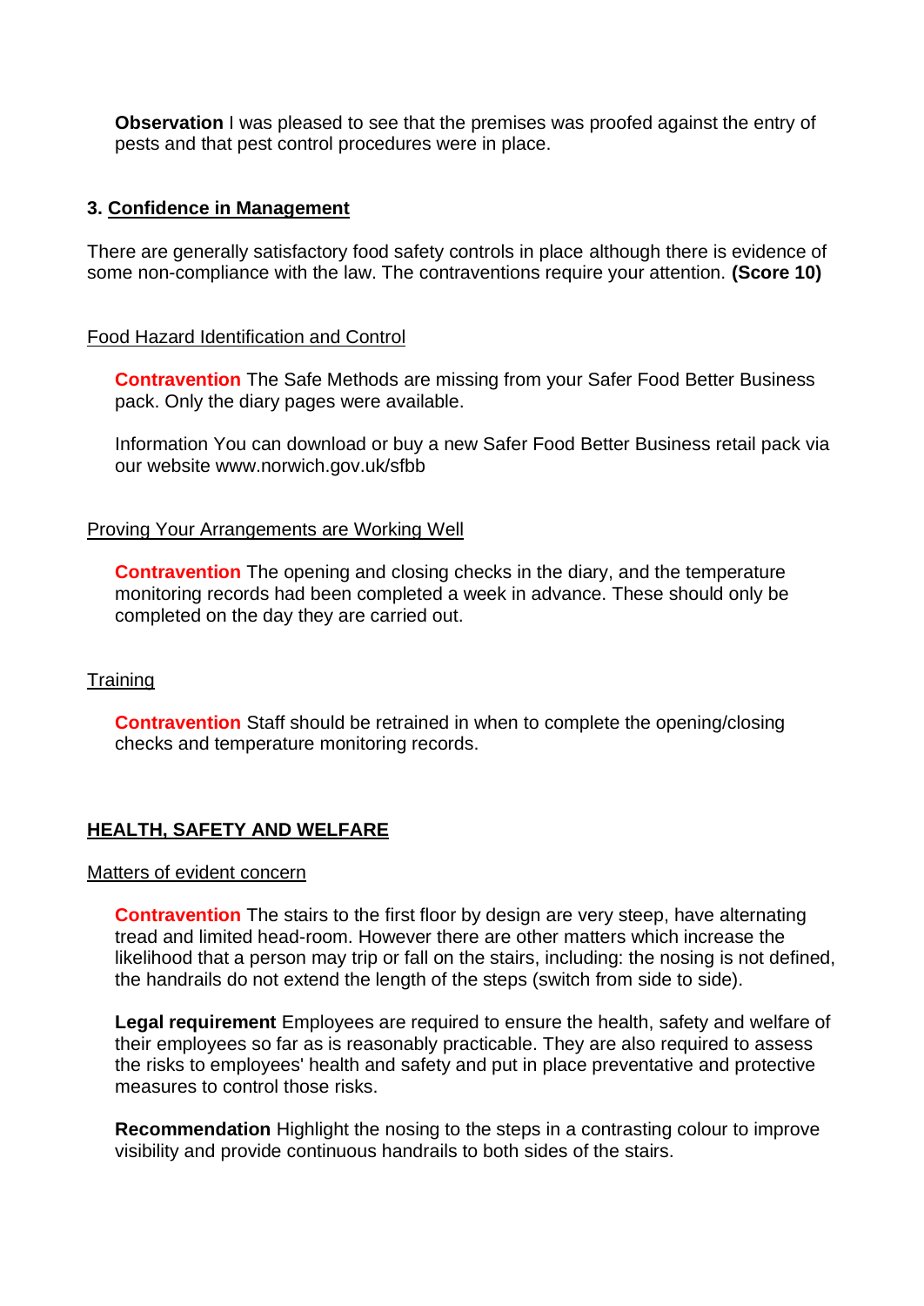**Observation** I was pleased to see that the premises was proofed against the entry of pests and that pest control procedures were in place.

### 3. Confidence in Management

There are generally satisfactory food safety controls in place although there is evidence of some non-compliance with the law. The contraventions require your attention. **(Score 10)**

Food Hazard Identification and Control

**Contravention** The Safe Methods are missing from your Safer Food Better Business pack. Only the diary pages were available.

Information You can download or buy a new Safer Food Better Business retail pack via our website www.norwich.gov.uk/sfbb

Proving Your Arrangements are Working Well

**Contravention** The opening and closing checks in the diary, and the temperature monitoring records had been completed a week in advance. These should only be completed on the day they are carried out.

Training

**Contravention** Staff should be retrained in when to complete the opening/closing checks and temperature monitoring records.

## HEALTH, SAFETY AND WELFARE

Matters of evident concern

**Contravention** The stairs to the first floor by design are very steep, have alternating tread and limited head-room. However there are other matters which increase the likelihood that a person may trip or fall on the stairs, including: the nosing is not defined, the handrails do not extend the length of the steps (switch from side to side).

**Legal requirement** Employees are required to ensure the health, safety and welfare of their employees so far as is reasonably practicable. They are also required to assess the risks to employees' health and safety and put in place preventative and protective measures to control those risks.

**Recommendation** Highlight the nosing to the steps in a contrasting colour to improve visibility and provide continuous handrails to both sides of the stairs.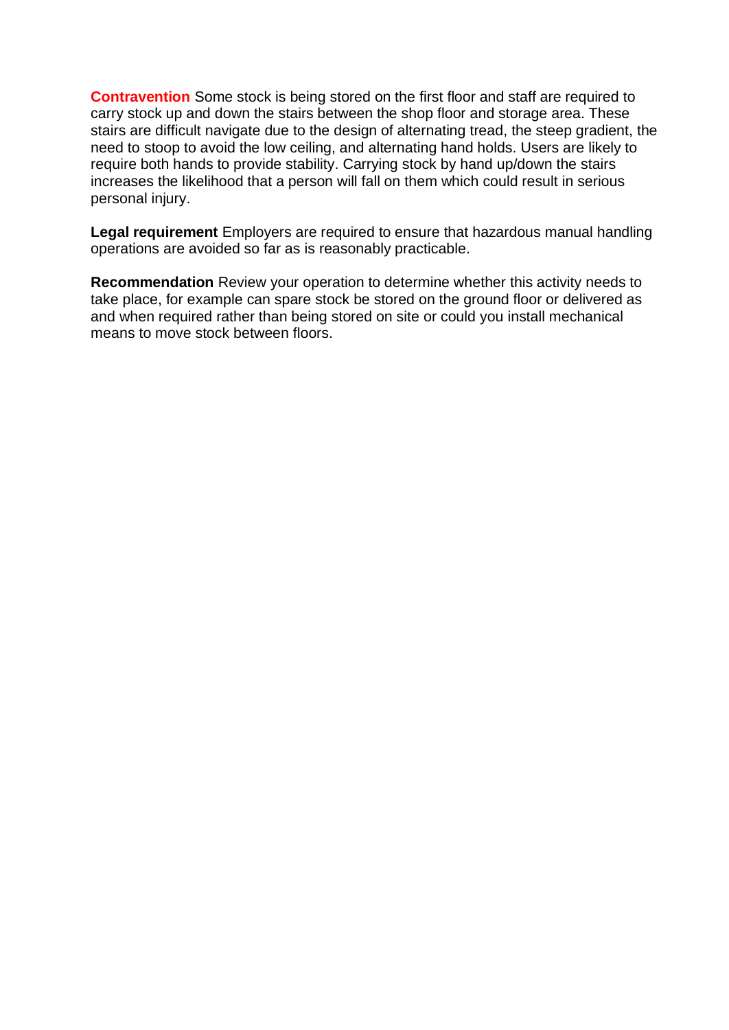**Contravention** Some stock is being stored on the first floor and staff are required to carry stock up and down the stairs between the shop floor and storage area. These stairs are difficult navigate due to the design of alternating tread, the steep gradient, the need to stoop to avoid the low ceiling, and alternating hand holds. Users are likely to require both hands to provide stability. Carrying stock by hand up/down the stairs increases the likelihood that a person will fall on them which could result in serious personal injury.

**Legal requirement** Employers are required to ensure that hazardous manual handling operations are avoided so far as is reasonably practicable.

**Recommendation** Review your operation to determine whether this activity needs to take place, for example can spare stock be stored on the ground floor or delivered as and when required rather than being stored on site or could you install mechanical means to move stock between floors.